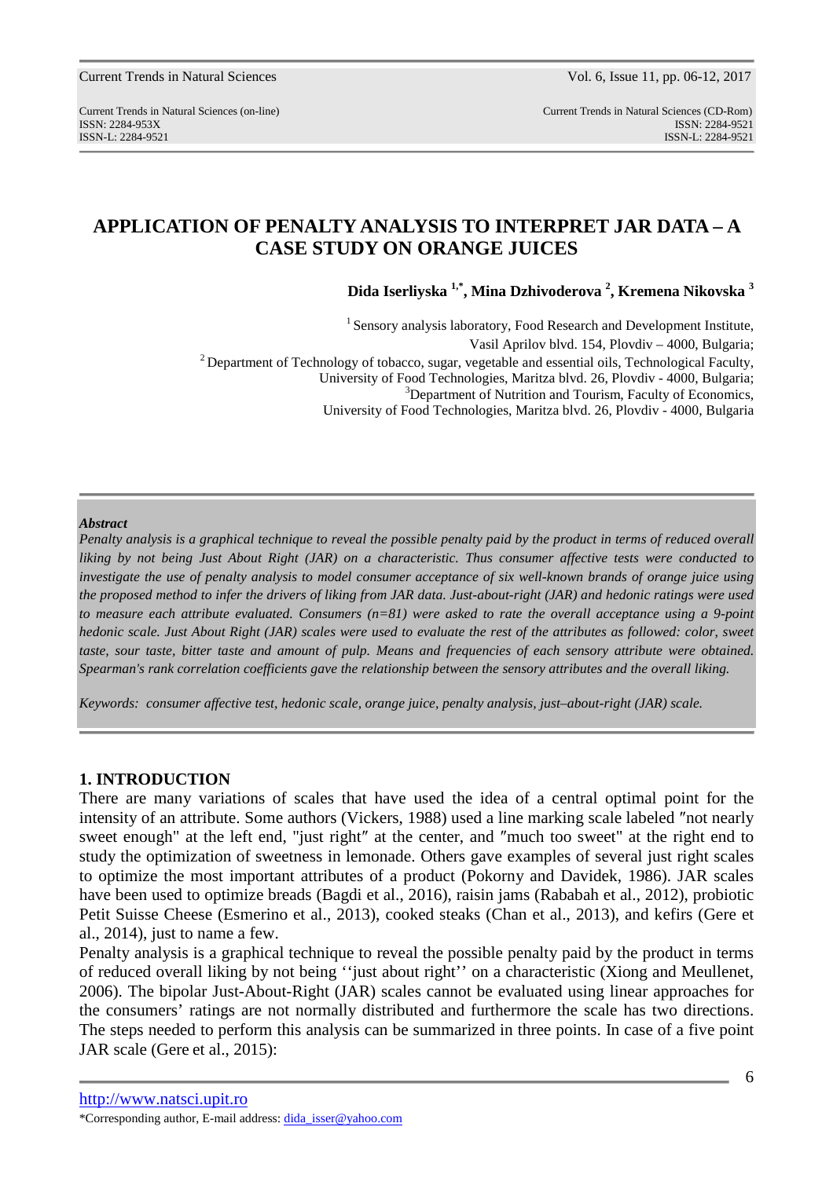# APPLICATION OF PENALTY ANALYSIS TO INTERPRET JAR DATA – A CASE STUDY ON ORANGE JUICES

**Dida Iserliyska [1,*], Mina Dzhivoderova [2], Kremena Nikovska [3]**

[1] Sensory analysis laboratory, Food Research and Development Institute, Vasil Aprilov blvd. 154, Plovdiv – 4000, Bulgaria;
[2] Department of Technology of tobacco, sugar, vegetable and essential oils, Technological Faculty, University of Food Technologies, Maritza blvd. 26, Plovdiv - 4000, Bulgaria;
[3] Department of Nutrition and Tourism, Faculty of Economics, University of Food Technologies, Maritza blvd. 26, Plovdiv - 4000, Bulgaria

***Abstract***

*Penalty analysis is a graphical technique to reveal the possible penalty paid by the product in terms of reduced overall liking by not being Just About Right (JAR) on a characteristic. Thus consumer affective tests were conducted to investigate the use of penalty analysis to model consumer acceptance of six well-known brands of orange juice using the proposed method to infer the drivers of liking from JAR data. Just-about-right (JAR) and hedonic ratings were used to measure each attribute evaluated. Consumers (n=81) were asked to rate the overall acceptance using a 9-point hedonic scale. Just About Right (JAR) scales were used to evaluate the rest of the attributes as followed: color, sweet taste, sour taste, bitter taste and amount of pulp. Means and frequencies of each sensory attribute were obtained. Spearman's rank correlation coefficients gave the relationship between the sensory attributes and the overall liking.*

*Keywords: consumer affective test, hedonic scale, orange juice, penalty analysis, just–about-right (JAR) scale.*

## 1. INTRODUCTION

There are many variations of scales that have used the idea of a central optimal point for the intensity of an attribute. Some authors (Vickers, 1988) used a line marking scale labeled ″not nearly sweet enough" at the left end, "just right″ at the center, and ″much too sweet" at the right end to study the optimization of sweetness in lemonade. Others gave examples of several just right scales to optimize the most important attributes of a product (Pokorny and Davidek, 1986). JAR scales have been used to optimize breads (Bagdi et al., 2016), raisin jams (Rababah et al., 2012), probiotic Petit Suisse Cheese (Esmerino et al., 2013), cooked steaks (Chan et al., 2013), and kefirs (Gere et al., 2014), just to name a few.

Penalty analysis is a graphical technique to reveal the possible penalty paid by the product in terms of reduced overall liking by not being ‘‘just about right’’ on a characteristic (Xiong and Meullenet, 2006). The bipolar Just-About-Right (JAR) scales cannot be evaluated using linear approaches for the consumers' ratings are not normally distributed and furthermore the scale has two directions. The steps needed to perform this analysis can be summarized in three points. In case of a five point JAR scale (Gere et al., 2015):

*Corresponding author, E-mail address: dida_isser@yahoo.com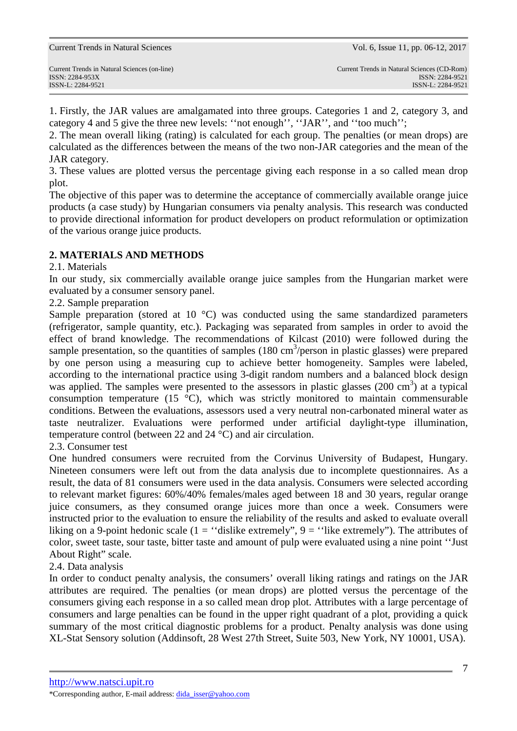1. Firstly, the JAR values are amalgamated into three groups. Categories 1 and 2, category 3, and category 4 and 5 give the three new levels: ‘‘not enough’’, ‘‘JAR’’, and ‘‘too much’’;
2. The mean overall liking (rating) is calculated for each group. The penalties (or mean drops) are calculated as the differences between the means of the two non-JAR categories and the mean of the JAR category.
3. These values are plotted versus the percentage giving each response in a so called mean drop plot.

The objective of this paper was to determine the acceptance of commercially available orange juice products (a case study) by Hungarian consumers via penalty analysis. This research was conducted to provide directional information for product developers on product reformulation or optimization of the various orange juice products.

## 2. MATERIALS AND METHODS

### 2.1. Materials

In our study, six commercially available orange juice samples from the Hungarian market were evaluated by a consumer sensory panel.

### 2.2. Sample preparation

Sample preparation (stored at 10 °C) was conducted using the same standardized parameters (refrigerator, sample quantity, etc.). Packaging was separated from samples in order to avoid the effect of brand knowledge. The recommendations of Kilcast (2010) were followed during the sample presentation, so the quantities of samples (180 $cm^3$/person in plastic glasses) were prepared by one person using a measuring cup to achieve better homogeneity. Samples were labeled, according to the international practice using 3-digit random numbers and a balanced block design was applied. The samples were presented to the assessors in plastic glasses (200 $cm^3$) at a typical consumption temperature (15 °C), which was strictly monitored to maintain commensurable conditions. Between the evaluations, assessors used a very neutral non-carbonated mineral water as taste neutralizer. Evaluations were performed under artificial daylight-type illumination, temperature control (between 22 and 24 °C) and air circulation.

### 2.3. Consumer test

One hundred consumers were recruited from the Corvinus University of Budapest, Hungary. Nineteen consumers were left out from the data analysis due to incomplete questionnaires. As a result, the data of 81 consumers were used in the data analysis. Consumers were selected according to relevant market figures: 60%/40% females/males aged between 18 and 30 years, regular orange juice consumers, as they consumed orange juices more than once a week. Consumers were instructed prior to the evaluation to ensure the reliability of the results and asked to evaluate overall liking on a 9-point hedonic scale (1 = ‘‘dislike extremely”, 9 = ‘‘like extremely”). The attributes of color, sweet taste, sour taste, bitter taste and amount of pulp were evaluated using a nine point ‘‘Just About Right” scale.

### 2.4. Data analysis

In order to conduct penalty analysis, the consumers’ overall liking ratings and ratings on the JAR attributes are required. The penalties (or mean drops) are plotted versus the percentage of the consumers giving each response in a so called mean drop plot. Attributes with a large percentage of consumers and large penalties can be found in the upper right quadrant of a plot, providing a quick summary of the most critical diagnostic problems for a product. Penalty analysis was done using XL-Stat Sensory solution (Addinsoft, 28 West 27th Street, Suite 503, New York, NY 10001, USA).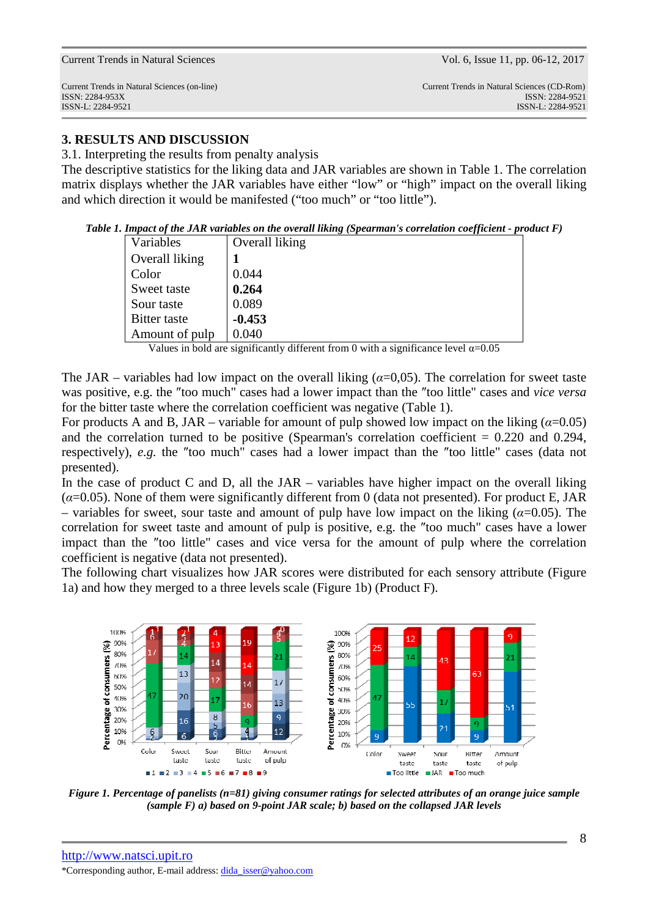## 3. RESULTS AND DISCUSSION

3.1. Interpreting the results from penalty analysis

The descriptive statistics for the liking data and JAR variables are shown in Table 1. The correlation matrix displays whether the JAR variables have either "low" or "high" impact on the overall liking and which direction it would be manifested ("too much" or "too little").

***Table 1. Impact of the JAR variables on the overall liking (Spearman's correlation coefficient - product F)***

| Variables | Overall liking |
|---|---|
| Overall liking | **1** |
| Color | 0.044 |
| Sweet taste | **0.264** |
| Sour taste | 0.089 |
| Bitter taste | **-0.453** |
| Amount of pulp | 0.040 |

Values in bold are significantly different from 0 with a significance level $\alpha$=0.05

The JAR – variables had low impact on the overall liking ($\alpha$=0,05). The correlation for sweet taste was positive, e.g. the "too much" cases had a lower impact than the "too little" cases and *vice versa* for the bitter taste where the correlation coefficient was negative (Table 1).

For products A and B, JAR – variable for amount of pulp showed low impact on the liking ($\alpha$=0.05) and the correlation turned to be positive (Spearman's correlation coefficient = 0.220 and 0.294, respectively), *e.g.* the "too much" cases had a lower impact than the "too little" cases (data not presented).

In the case of product C and D, all the JAR – variables have higher impact on the overall liking ($\alpha$=0.05). None of them were significantly different from 0 (data not presented). For product E, JAR – variables for sweet, sour taste and amount of pulp have low impact on the liking ($\alpha$=0.05). The correlation for sweet taste and amount of pulp is positive, e.g. the "too much" cases have a lower impact than the "too little" cases and vice versa for the amount of pulp where the correlation coefficient is negative (data not presented).

The following chart visualizes how JAR scores were distributed for each sensory attribute (Figure 1a) and how they merged to a three levels scale (Figure 1b) (Product F).

***Figure 1. Percentage of panelists (n=81) giving consumer ratings for selected attributes of an orange juice sample (sample F) a) based on 9-point JAR scale; b) based on the collapsed JAR levels***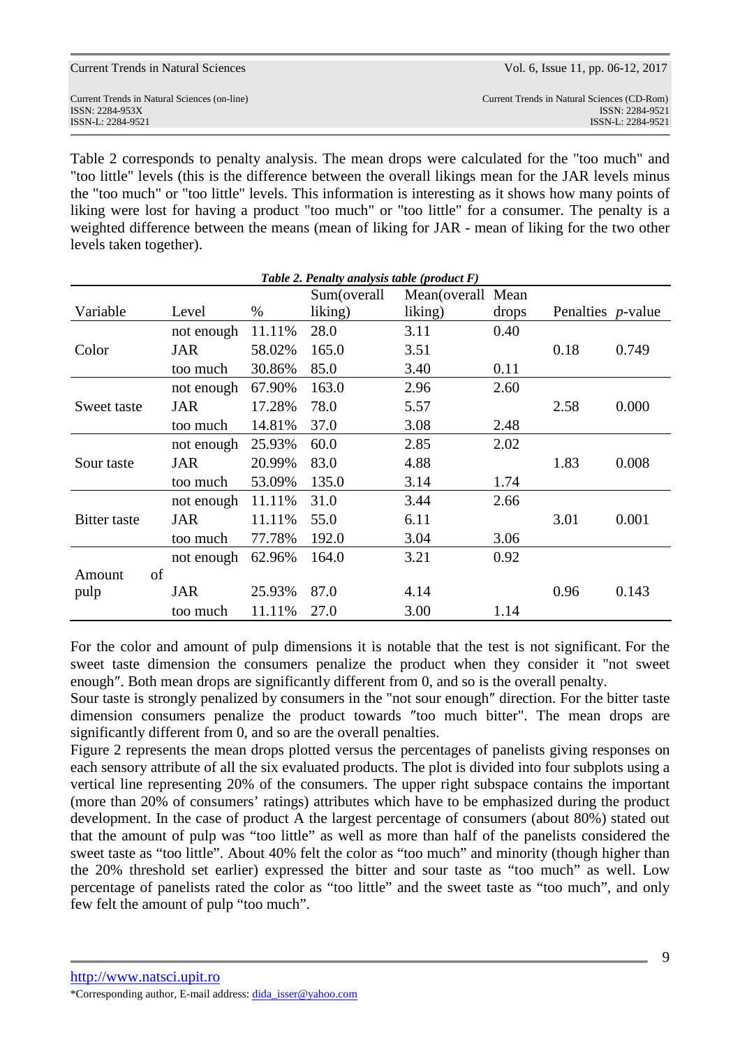Table 2 corresponds to penalty analysis. The mean drops were calculated for the "too much" and "too little" levels (this is the difference between the overall likings mean for the JAR levels minus the "too much" or "too little" levels. This information is interesting as it shows how many points of liking were lost for having a product "too much" or "too little" for a consumer. The penalty is a weighted difference between the means (mean of liking for JAR - mean of liking for the two other levels taken together).

***Table 2. Penalty analysis table (product F)***

| Variable | Level | % | Sum(overall liking) | Mean(overall liking) | Mean drops | Penalties | *p*-value |
|---|---|---|---|---|---|---|---|
| Color | not enough | 11.11% | 28.0 | 3.11 | 0.40 | | |
| | JAR | 58.02% | 165.0 | 3.51 | | 0.18 | 0.749 |
| | too much | 30.86% | 85.0 | 3.40 | 0.11 | | |
| Sweet taste | not enough | 67.90% | 163.0 | 2.96 | 2.60 | | |
| | JAR | 17.28% | 78.0 | 5.57 | | 2.58 | 0.000 |
| | too much | 14.81% | 37.0 | 3.08 | 2.48 | | |
| Sour taste | not enough | 25.93% | 60.0 | 2.85 | 2.02 | | |
| | JAR | 20.99% | 83.0 | 4.88 | | 1.83 | 0.008 |
| | too much | 53.09% | 135.0 | 3.14 | 1.74 | | |
| Bitter taste | not enough | 11.11% | 31.0 | 3.44 | 2.66 | | |
| | JAR | 11.11% | 55.0 | 6.11 | | 3.01 | 0.001 |
| | too much | 77.78% | 192.0 | 3.04 | 3.06 | | |
| Amount of pulp | not enough | 62.96% | 164.0 | 3.21 | 0.92 | | |
| | JAR | 25.93% | 87.0 | 4.14 | | 0.96 | 0.143 |
| | too much | 11.11% | 27.0 | 3.00 | 1.14 | | |

For the color and amount of pulp dimensions it is notable that the test is not significant. For the sweet taste dimension the consumers penalize the product when they consider it "not sweet enough". Both mean drops are significantly different from 0, and so is the overall penalty.

Sour taste is strongly penalized by consumers in the "not sour enough" direction. For the bitter taste dimension consumers penalize the product towards "too much bitter". The mean drops are significantly different from 0, and so are the overall penalties.

Figure 2 represents the mean drops plotted versus the percentages of panelists giving responses on each sensory attribute of all the six evaluated products. The plot is divided into four subplots using a vertical line representing 20% of the consumers. The upper right subspace contains the important (more than 20% of consumers' ratings) attributes which have to be emphasized during the product development. In the case of product A the largest percentage of consumers (about 80%) stated out that the amount of pulp was "too little" as well as more than half of the panelists considered the sweet taste as "too little". About 40% felt the color as "too much" and minority (though higher than the 20% threshold set earlier) expressed the bitter and sour taste as "too much" as well. Low percentage of panelists rated the color as "too little" and the sweet taste as "too much", and only few felt the amount of pulp "too much".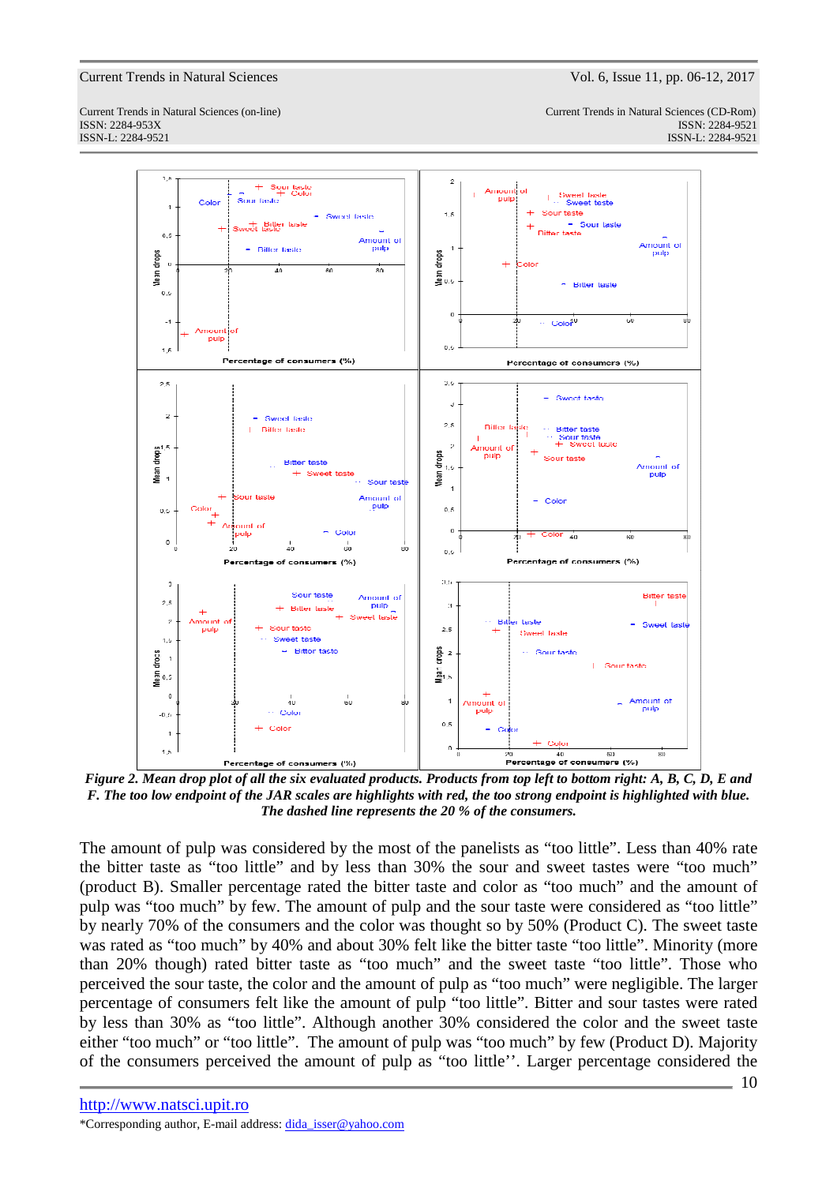*Figure 2. Mean drop plot of all the six evaluated products. Products from top left to bottom right: A, B, C, D, E and F. The too low endpoint of the JAR scales are highlights with red, the too strong endpoint is highlighted with blue. The dashed line represents the 20 % of the consumers.*

The amount of pulp was considered by the most of the panelists as "too little". Less than 40% rate the bitter taste as "too little" and by less than 30% the sour and sweet tastes were "too much" (product B). Smaller percentage rated the bitter taste and color as "too much" and the amount of pulp was "too much" by few. The amount of pulp and the sour taste were considered as "too little" by nearly 70% of the consumers and the color was thought so by 50% (Product C). The sweet taste was rated as "too much" by 40% and about 30% felt like the bitter taste "too little". Minority (more than 20% though) rated bitter taste as "too much" and the sweet taste "too little". Those who perceived the sour taste, the color and the amount of pulp as "too much" were negligible. The larger percentage of consumers felt like the amount of pulp "too little". Bitter and sour tastes were rated by less than 30% as "too little". Although another 30% considered the color and the sweet taste either "too much" or "too little". The amount of pulp was "too much" by few (Product D). Majority of the consumers perceived the amount of pulp as "too little''. Larger percentage considered the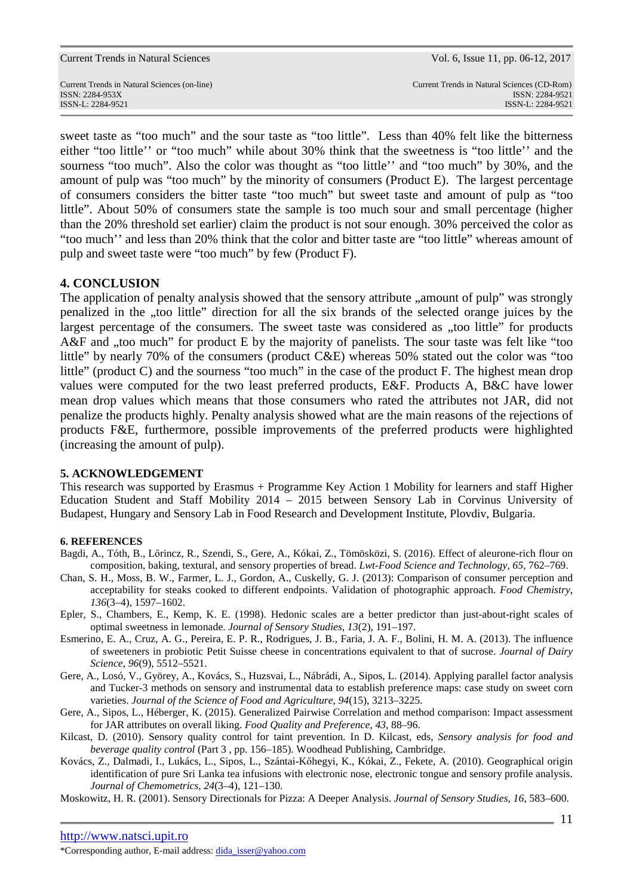sweet taste as “too much” and the sour taste as “too little”. Less than 40% felt like the bitterness either “too little’’ or “too much” while about 30% think that the sweetness is “too little’’ and the sourness “too much”. Also the color was thought as “too little’’ and “too much” by 30%, and the amount of pulp was “too much” by the minority of consumers (Product E). The largest percentage of consumers considers the bitter taste “too much” but sweet taste and amount of pulp as “too little”. About 50% of consumers state the sample is too much sour and small percentage (higher than the 20% threshold set earlier) claim the product is not sour enough. 30% perceived the color as “too much’’ and less than 20% think that the color and bitter taste are “too little” whereas amount of pulp and sweet taste were “too much” by few (Product F).

## 4. CONCLUSION

The application of penalty analysis showed that the sensory attribute „amount of pulp” was strongly penalized in the „too little” direction for all the six brands of the selected orange juices by the largest percentage of the consumers. The sweet taste was considered as „too little” for products A&F and „too much” for product E by the majority of panelists. The sour taste was felt like “too little” by nearly 70% of the consumers (product C&E) whereas 50% stated out the color was “too little” (product C) and the sourness “too much” in the case of the product F. The highest mean drop values were computed for the two least preferred products, E&F. Products A, B&C have lower mean drop values which means that those consumers who rated the attributes not JAR, did not penalize the products highly. Penalty analysis showed what are the main reasons of the rejections of products F&E, furthermore, possible improvements of the preferred products were highlighted (increasing the amount of pulp).

## 5. ACKNOWLEDGEMENT

This research was supported by Erasmus + Programme Key Action 1 Mobility for learners and staff Higher Education Student and Staff Mobility 2014 – 2015 between Sensory Lab in Corvinus University of Budapest, Hungary and Sensory Lab in Food Research and Development Institute, Plovdiv, Bulgaria.

## 6. REFERENCES

Bagdi, A., Tóth, B., Lőrincz, R., Szendi, S., Gere, A., Kókai, Z., Tömösközi, S. (2016). Effect of aleurone-rich flour on composition, baking, textural, and sensory properties of bread. *Lwt-Food Science and Technology*, *65*, 762–769.

Chan, S. H., Moss, B. W., Farmer, L. J., Gordon, A., Cuskelly, G. J. (2013): Comparison of consumer perception and acceptability for steaks cooked to different endpoints. Validation of photographic approach. *Food Chemistry*, *136*(3–4), 1597–1602.

Epler, S., Chambers, E., Kemp, K. E. (1998). Hedonic scales are a better predictor than just-about-right scales of optimal sweetness in lemonade. *Journal of Sensory Studies*, *13*(2), 191–197.

Esmerino, E. A., Cruz, A. G., Pereira, E. P. R., Rodrigues, J. B., Faria, J. A. F., Bolini, H. M. A. (2013). The influence of sweeteners in probiotic Petit Suisse cheese in concentrations equivalent to that of sucrose. *Journal of Dairy Science*, *96*(9), 5512–5521.

Gere, A., Losó, V., Györey, A., Kovács, S., Huzsvai, L., Nábrádi, A., Sipos, L. (2014). Applying parallel factor analysis and Tucker-3 methods on sensory and instrumental data to establish preference maps: case study on sweet corn varieties. *Journal of the Science of Food and Agriculture*, *94*(15), 3213–3225.

Gere, A., Sipos, L., Héberger, K. (2015). Generalized Pairwise Correlation and method comparison: Impact assessment for JAR attributes on overall liking. *Food Quality and Preference*, *43*, 88–96.

Kilcast, D. (2010). Sensory quality control for taint prevention. In D. Kilcast, eds, *Sensory analysis for food and beverage quality control* (Part 3 , pp. 156–185). Woodhead Publishing, Cambridge.

Kovács, Z., Dalmadi, I., Lukács, L., Sipos, L., Szántai-Kőhegyi, K., Kókai, Z., Fekete, A. (2010). Geographical origin identification of pure Sri Lanka tea infusions with electronic nose, electronic tongue and sensory profile analysis. *Journal of Chemometrics*, *24*(3–4), 121–130.

Moskowitz, H. R. (2001). Sensory Directionals for Pizza: A Deeper Analysis. *Journal of Sensory Studies*, *16*, 583–600.

*Corresponding author, E-mail address: dida_isser@yahoo.com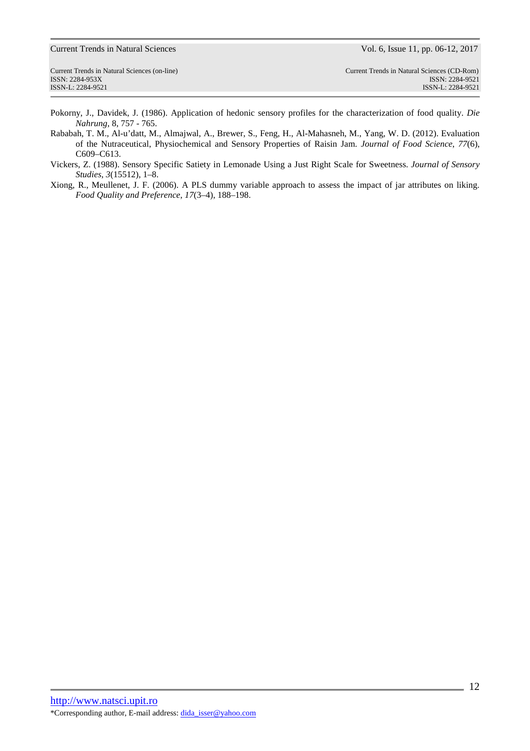Pokorny, J., Davidek, J. (1986). Application of hedonic sensory profiles for the characterization of food quality. *Die Nahrung*, 8, 757 - 765.

Rababah, T. M., Al-u'datt, M., Almajwal, A., Brewer, S., Feng, H., Al-Mahasneh, M., Yang, W. D. (2012). Evaluation of the Nutraceutical, Physiochemical and Sensory Properties of Raisin Jam. *Journal of Food Science*, *77*(6), C609–C613.

Vickers, Z. (1988). Sensory Specific Satiety in Lemonade Using a Just Right Scale for Sweetness. *Journal of Sensory Studies*, *3*(15512), 1–8.

Xiong, R., Meullenet, J. F. (2006). A PLS dummy variable approach to assess the impact of jar attributes on liking. *Food Quality and Preference*, *17*(3–4), 188–198.

http://www.natsci.upit.ro

*Corresponding author, E-mail address: dida_isser@yahoo.com